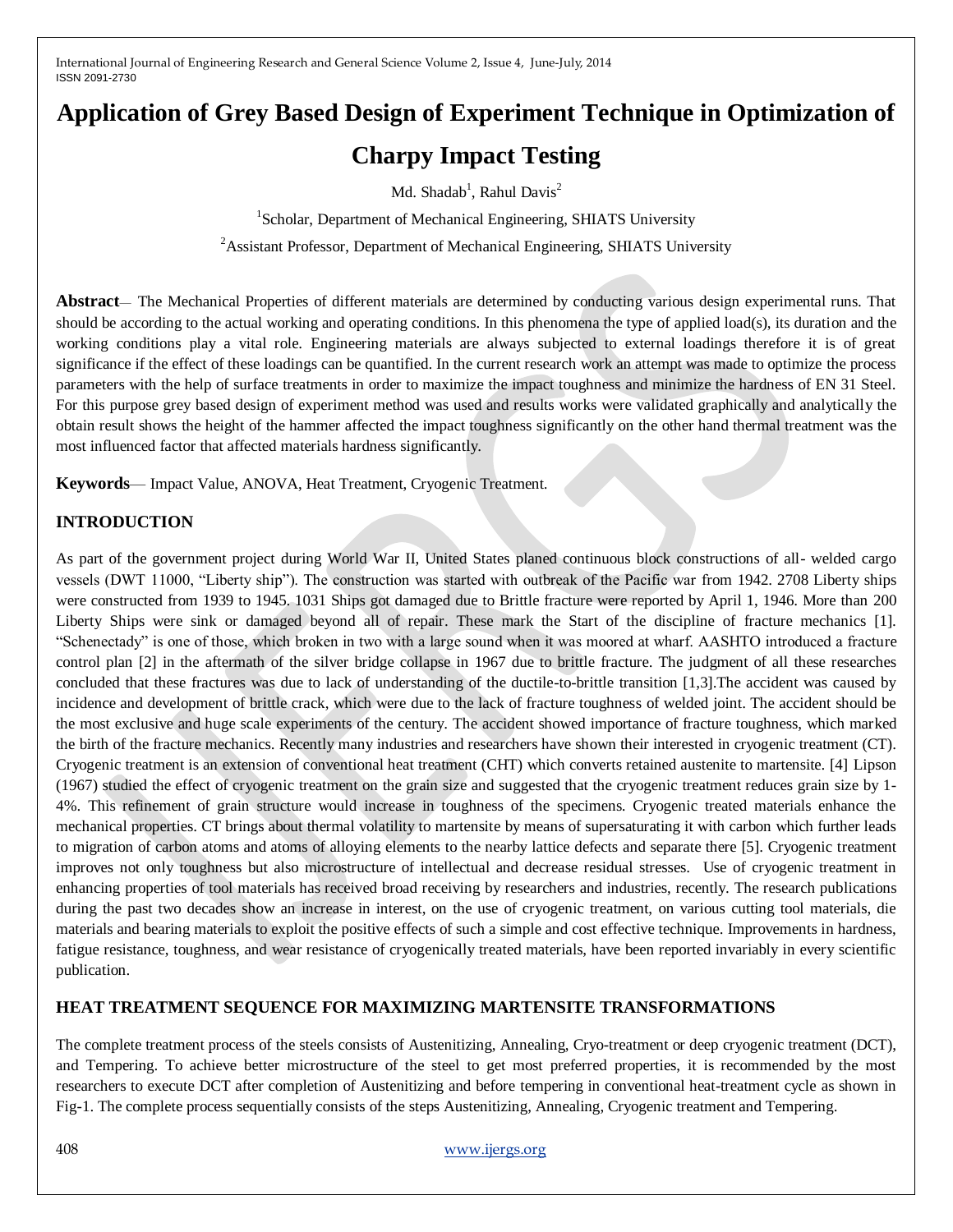# Application of Grey Based Design of Experiment Technique in Optimization of Charpy Impact Testing

Md. Shadab[1], Rahul Davis[2]

[1]Scholar, Department of Mechanical Engineering, SHIATS University

[2]Assistant Professor, Department of Mechanical Engineering, SHIATS University

**Abstract**— The Mechanical Properties of different materials are determined by conducting various design experimental runs. That should be according to the actual working and operating conditions. In this phenomena the type of applied load(s), its duration and the working conditions play a vital role. Engineering materials are always subjected to external loadings therefore it is of great significance if the effect of these loadings can be quantified. In the current research work an attempt was made to optimize the process parameters with the help of surface treatments in order to maximize the impact toughness and minimize the hardness of EN 31 Steel. For this purpose grey based design of experiment method was used and results works were validated graphically and analytically the obtain result shows the height of the hammer affected the impact toughness significantly on the other hand thermal treatment was the most influenced factor that affected materials hardness significantly.

**Keywords**— Impact Value, ANOVA, Heat Treatment, Cryogenic Treatment.

## INTRODUCTION

As part of the government project during World War II, United States planed continuous block constructions of all- welded cargo vessels (DWT 11000, "Liberty ship"). The construction was started with outbreak of the Pacific war from 1942. 2708 Liberty ships were constructed from 1939 to 1945. 1031 Ships got damaged due to Brittle fracture were reported by April 1, 1946. More than 200 Liberty Ships were sink or damaged beyond all of repair. These mark the Start of the discipline of fracture mechanics [1]. "Schenectady" is one of those, which broken in two with a large sound when it was moored at wharf. AASHTO introduced a fracture control plan [2] in the aftermath of the silver bridge collapse in 1967 due to brittle fracture. The judgment of all these researches concluded that these fractures was due to lack of understanding of the ductile-to-brittle transition [1,3].The accident was caused by incidence and development of brittle crack, which were due to the lack of fracture toughness of welded joint. The accident should be the most exclusive and huge scale experiments of the century. The accident showed importance of fracture toughness, which marked the birth of the fracture mechanics. Recently many industries and researchers have shown their interested in cryogenic treatment (CT). Cryogenic treatment is an extension of conventional heat treatment (CHT) which converts retained austenite to martensite. [4] Lipson (1967) studied the effect of cryogenic treatment on the grain size and suggested that the cryogenic treatment reduces grain size by 1-4%. This refinement of grain structure would increase in toughness of the specimens. Cryogenic treated materials enhance the mechanical properties. CT brings about thermal volatility to martensite by means of supersaturating it with carbon which further leads to migration of carbon atoms and atoms of alloying elements to the nearby lattice defects and separate there [5]. Cryogenic treatment improves not only toughness but also microstructure of intellectual and decrease residual stresses. Use of cryogenic treatment in enhancing properties of tool materials has received broad receiving by researchers and industries, recently. The research publications during the past two decades show an increase in interest, on the use of cryogenic treatment, on various cutting tool materials, die materials and bearing materials to exploit the positive effects of such a simple and cost effective technique. Improvements in hardness, fatigue resistance, toughness, and wear resistance of cryogenically treated materials, have been reported invariably in every scientific publication.

## HEAT TREATMENT SEQUENCE FOR MAXIMIZING MARTENSITE TRANSFORMATIONS

The complete treatment process of the steels consists of Austenitizing, Annealing, Cryo-treatment or deep cryogenic treatment (DCT), and Tempering. To achieve better microstructure of the steel to get most preferred properties, it is recommended by the most researchers to execute DCT after completion of Austenitizing and before tempering in conventional heat-treatment cycle as shown in Fig-1. The complete process sequentially consists of the steps Austenitizing, Annealing, Cryogenic treatment and Tempering.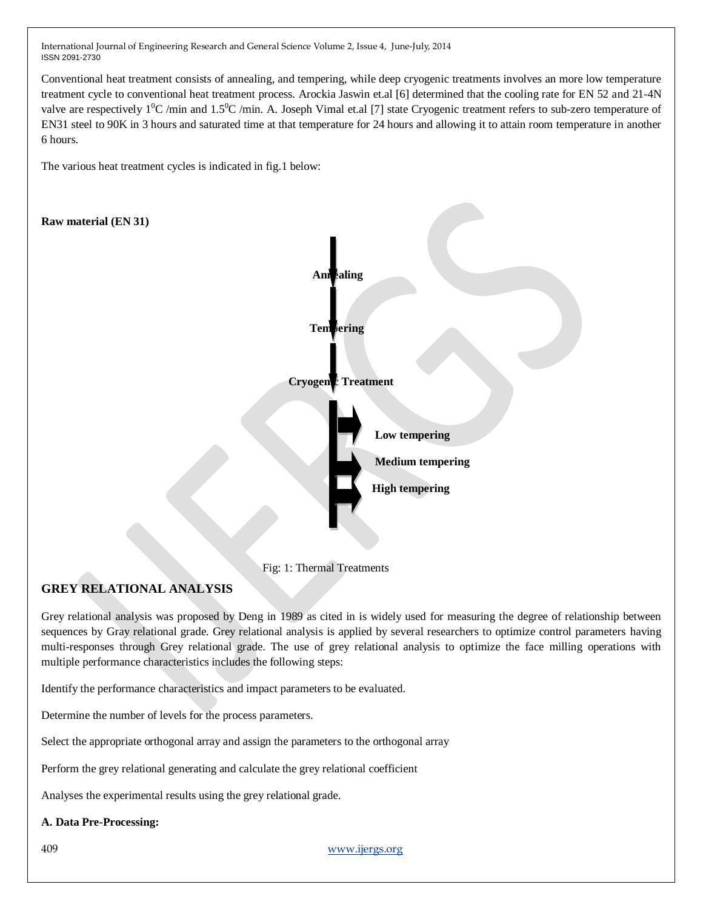Conventional heat treatment consists of annealing, and tempering, while deep cryogenic treatments involves an more low temperature treatment cycle to conventional heat treatment process. Arockia Jaswin et.al [6] determined that the cooling rate for EN 52 and 21-4N valve are respectively $1^{0}C$ /min and $1.5^{0}C$ /min. A. Joseph Vimal et.al [7] state Cryogenic treatment refers to sub-zero temperature of EN31 steel to 90K in 3 hours and saturated time at that temperature for 24 hours and allowing it to attain room temperature in another 6 hours.

The various heat treatment cycles is indicated in fig.1 below:

**Raw material (EN 31)**

**Annealing**

**Tempering**

**Cryogenic Treatment**

**Low tempering**

**Medium tempering**

**High tempering**

Fig: 1: Thermal Treatments

## GREY RELATIONAL ANALYSIS

Grey relational analysis was proposed by Deng in 1989 as cited in is widely used for measuring the degree of relationship between sequences by Gray relational grade. Grey relational analysis is applied by several researchers to optimize control parameters having multi-responses through Grey relational grade. The use of grey relational analysis to optimize the face milling operations with multiple performance characteristics includes the following steps:

Identify the performance characteristics and impact parameters to be evaluated.

Determine the number of levels for the process parameters.

Select the appropriate orthogonal array and assign the parameters to the orthogonal array

Perform the grey relational generating and calculate the grey relational coefficient

Analyses the experimental results using the grey relational grade.

**A. Data Pre-Processing:**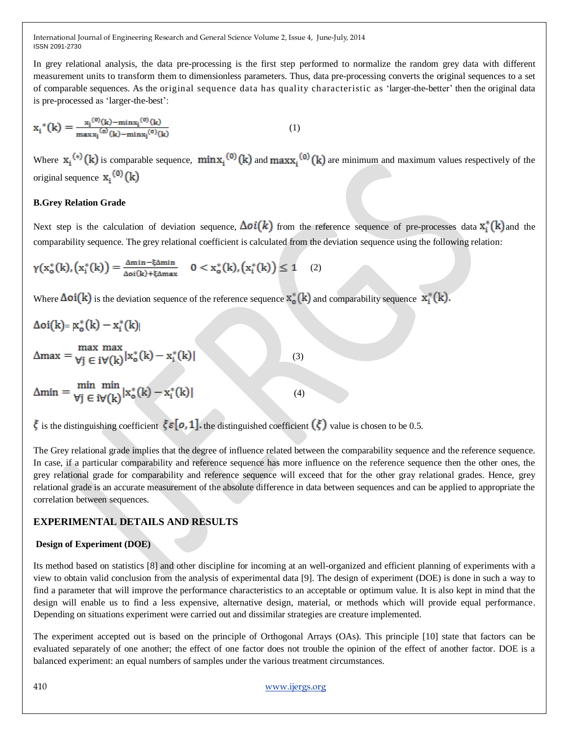In grey relational analysis, the data pre-processing is the first step performed to normalize the random grey data with different measurement units to transform them to dimensionless parameters. Thus, data pre-processing converts the original sequences to a set of comparable sequences. As the original sequence data has quality characteristic as 'larger-the-better' then the original data is pre-processed as 'larger-the-best':

$$x_i^*(k) = \frac{x_i^{(0)}(k) - \min x_i^{(0)}(k)}{\max x_i^{(0)}(k) - \min x_i^{(0)}(k)} \quad (1)$$

Where $x_i^{(*)}(k)$ is comparable sequence, $\min x_i^{(0)}(k)$ and $\max x_i^{(0)}(k)$ are minimum and maximum values respectively of the original sequence $x_i^{(0)}(k)$

### B.Grey Relation Grade

Next step is the calculation of deviation sequence, $\Delta oi(k)$ from the reference sequence of pre-processes data $x_i^*(k)$ and the comparability sequence. The grey relational coefficient is calculated from the deviation sequence using the following relation:

$$\gamma(x_o^*(k), (x_i^*(k)) = \frac{\Delta\min - \xi\Delta\min}{\Delta oi(k) + \xi\Delta\max} \quad 0 < x_o^*(k), (x_i^*(k)) \leq 1 \quad (2)$$

Where $\Delta oi(k)$ is the deviation sequence of the reference sequence $x_o^*(k)$ and comparability sequence $x_i^*(k)$.

$$\Delta oi(k) = |x_o^*(k) - x_i^*(k)|$$

$$\Delta\max = \max_{\forall j \in i} \max_{\forall (k)} |x_o^*(k) - x_i^*(k)| \quad (3)$$

$$\Delta\min = \min_{\forall j \in i} \min_{\forall (k)} |x_o^*(k) - x_i^*(k)| \quad (4)$$

$\xi$ is the distinguishing coefficient $\xi \epsilon [o, 1]$. the distinguished coefficient $(\xi)$ value is chosen to be 0.5.

The Grey relational grade implies that the degree of influence related between the comparability sequence and the reference sequence. In case, if a particular comparability and reference sequence has more influence on the reference sequence then the other ones, the grey relational grade for comparability and reference sequence will exceed that for the other gray relational grades. Hence, grey relational grade is an accurate measurement of the absolute difference in data between sequences and can be applied to appropriate the correlation between sequences.

## EXPERIMENTAL DETAILS AND RESULTS

### Design of Experiment (DOE)

Its method based on statistics [8] and other discipline for incoming at an well-organized and efficient planning of experiments with a view to obtain valid conclusion from the analysis of experimental data [9]. The design of experiment (DOE) is done in such a way to find a parameter that will improve the performance characteristics to an acceptable or optimum value. It is also kept in mind that the design will enable us to find a less expensive, alternative design, material, or methods which will provide equal performance. Depending on situations experiment were carried out and dissimilar strategies are creature implemented.

The experiment accepted out is based on the principle of Orthogonal Arrays (OAs). This principle [10] state that factors can be evaluated separately of one another; the effect of one factor does not trouble the opinion of the effect of another factor. DOE is a balanced experiment: an equal numbers of samples under the various treatment circumstances.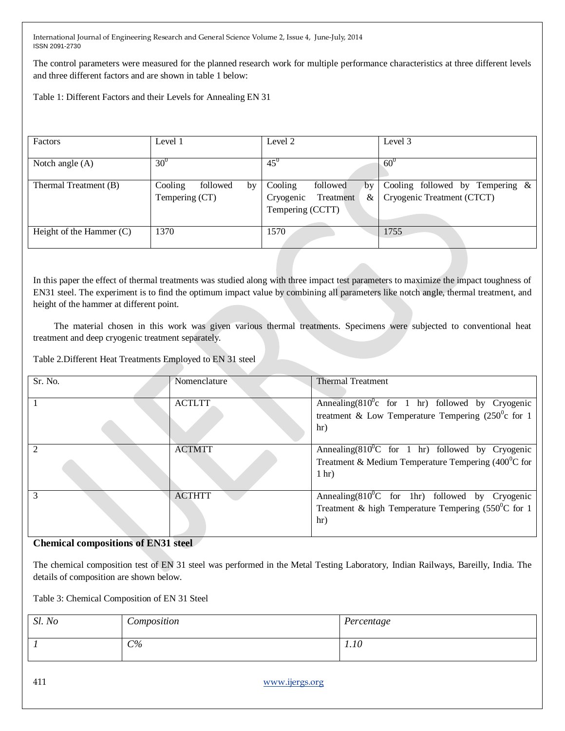The control parameters were measured for the planned research work for multiple performance characteristics at three different levels and three different factors and are shown in table 1 below:

Table 1: Different Factors and their Levels for Annealing EN 31

| Factors | Level 1 | Level 2 | Level 3 |
|---|---|---|---|
| Notch angle (A) | $30^0$ | $45^0$ | $60^0$ |
| Thermal Treatment (B) | Cooling followed by Tempering (CT) | Cooling followed by Cryogenic Treatment & Tempering (CCTT) | Cooling followed by Tempering & Cryogenic Treatment (CTCT) |
| Height of the Hammer (C) | 1370 | 1570 | 1755 |

In this paper the effect of thermal treatments was studied along with three impact test parameters to maximize the impact toughness of EN31 steel. The experiment is to find the optimum impact value by combining all parameters like notch angle, thermal treatment, and height of the hammer at different point.

The material chosen in this work was given various thermal treatments. Specimens were subjected to conventional heat treatment and deep cryogenic treatment separately.

Table 2.Different Heat Treatments Employed to EN 31 steel

| Sr. No. | Nomenclature | Thermal Treatment |
|---|---|---|
| 1 | ACTLTT | Annealing($810^0$c for 1 hr) followed by Cryogenic treatment & Low Temperature Tempering ($250^0$c for 1 hr) |
| 2 | ACTMTT | Annealing($810^0$C for 1 hr) followed by Cryogenic Treatment & Medium Temperature Tempering ($400^0$C for 1 hr) |
| 3 | ACTHTT | Annealing($810^0$C for 1hr) followed by Cryogenic Treatment & high Temperature Tempering ($550^0$C for 1 hr) |

**Chemical compositions of EN31 steel**

The chemical composition test of EN 31 steel was performed in the Metal Testing Laboratory, Indian Railways, Bareilly, India. The details of composition are shown below.

Table 3: Chemical Composition of EN 31 Steel

| *Sl. No* | *Composition* | *Percentage* |
|---|---|---|
| *1* | *C%* | *1.10* |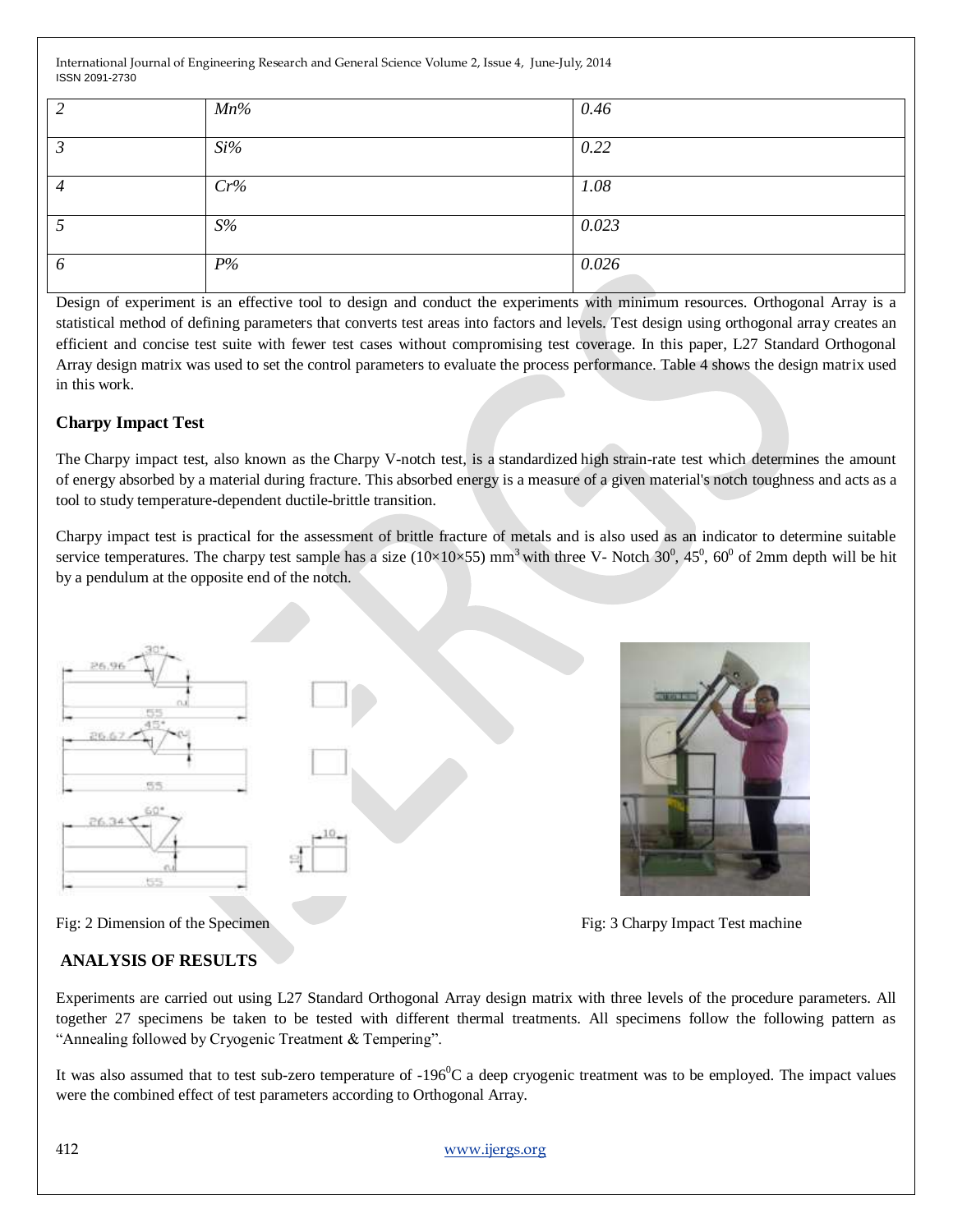| 2 | Mn% | 0.46 |
|---|---|---|
| 3 | Si% | 0.22 |
| 4 | Cr% | 1.08 |
| 5 | S% | 0.023 |
| 6 | P% | 0.026 |

Design of experiment is an effective tool to design and conduct the experiments with minimum resources. Orthogonal Array is a statistical method of defining parameters that converts test areas into factors and levels. Test design using orthogonal array creates an efficient and concise test suite with fewer test cases without compromising test coverage. In this paper, L27 Standard Orthogonal Array design matrix was used to set the control parameters to evaluate the process performance. Table 4 shows the design matrix used in this work.

### Charpy Impact Test

The Charpy impact test, also known as the Charpy V-notch test, is a standardized high strain-rate test which determines the amount of energy absorbed by a material during fracture. This absorbed energy is a measure of a given material's notch toughness and acts as a tool to study temperature-dependent ductile-brittle transition.

Charpy impact test is practical for the assessment of brittle fracture of metals and is also used as an indicator to determine suitable service temperatures. The charpy test sample has a size (10×10×55) $mm^3$ with three V- Notch $30^0$, $45^0$, $60^0$ of 2mm depth will be hit by a pendulum at the opposite end of the notch.

Fig: 2 Dimension of the Specimen

Fig: 3 Charpy Impact Test machine

### ANALYSIS OF RESULTS

Experiments are carried out using L27 Standard Orthogonal Array design matrix with three levels of the procedure parameters. All together 27 specimens be taken to be tested with different thermal treatments. All specimens follow the following pattern as "Annealing followed by Cryogenic Treatment & Tempering".

It was also assumed that to test sub-zero temperature of -196$^0$C a deep cryogenic treatment was to be employed. The impact values were the combined effect of test parameters according to Orthogonal Array.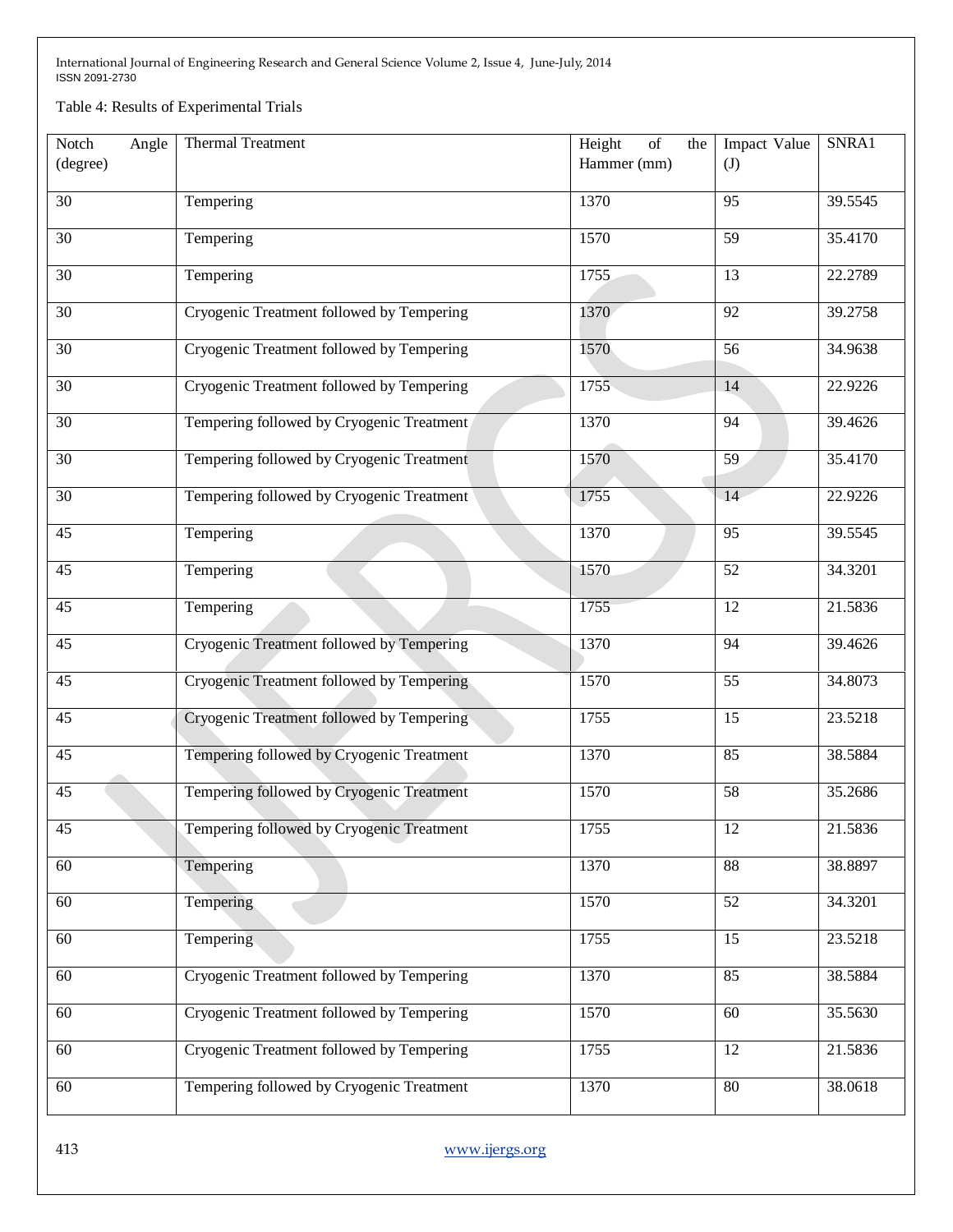Table 4: Results of Experimental Trials

| Notch Angle (degree) | Thermal Treatment | Height of the Hammer (mm) | Impact Value (J) | SNRA1 |
|---|---|---|---|---|
| 30 | Tempering | 1370 | 95 | 39.5545 |
| 30 | Tempering | 1570 | 59 | 35.4170 |
| 30 | Tempering | 1755 | 13 | 22.2789 |
| 30 | Cryogenic Treatment followed by Tempering | 1370 | 92 | 39.2758 |
| 30 | Cryogenic Treatment followed by Tempering | 1570 | 56 | 34.9638 |
| 30 | Cryogenic Treatment followed by Tempering | 1755 | 14 | 22.9226 |
| 30 | Tempering followed by Cryogenic Treatment | 1370 | 94 | 39.4626 |
| 30 | Tempering followed by Cryogenic Treatment | 1570 | 59 | 35.4170 |
| 30 | Tempering followed by Cryogenic Treatment | 1755 | 14 | 22.9226 |
| 45 | Tempering | 1370 | 95 | 39.5545 |
| 45 | Tempering | 1570 | 52 | 34.3201 |
| 45 | Tempering | 1755 | 12 | 21.5836 |
| 45 | Cryogenic Treatment followed by Tempering | 1370 | 94 | 39.4626 |
| 45 | Cryogenic Treatment followed by Tempering | 1570 | 55 | 34.8073 |
| 45 | Cryogenic Treatment followed by Tempering | 1755 | 15 | 23.5218 |
| 45 | Tempering followed by Cryogenic Treatment | 1370 | 85 | 38.5884 |
| 45 | Tempering followed by Cryogenic Treatment | 1570 | 58 | 35.2686 |
| 45 | Tempering followed by Cryogenic Treatment | 1755 | 12 | 21.5836 |
| 60 | Tempering | 1370 | 88 | 38.8897 |
| 60 | Tempering | 1570 | 52 | 34.3201 |
| 60 | Tempering | 1755 | 15 | 23.5218 |
| 60 | Cryogenic Treatment followed by Tempering | 1370 | 85 | 38.5884 |
| 60 | Cryogenic Treatment followed by Tempering | 1570 | 60 | 35.5630 |
| 60 | Cryogenic Treatment followed by Tempering | 1755 | 12 | 21.5836 |
| 60 | Tempering followed by Cryogenic Treatment | 1370 | 80 | 38.0618 |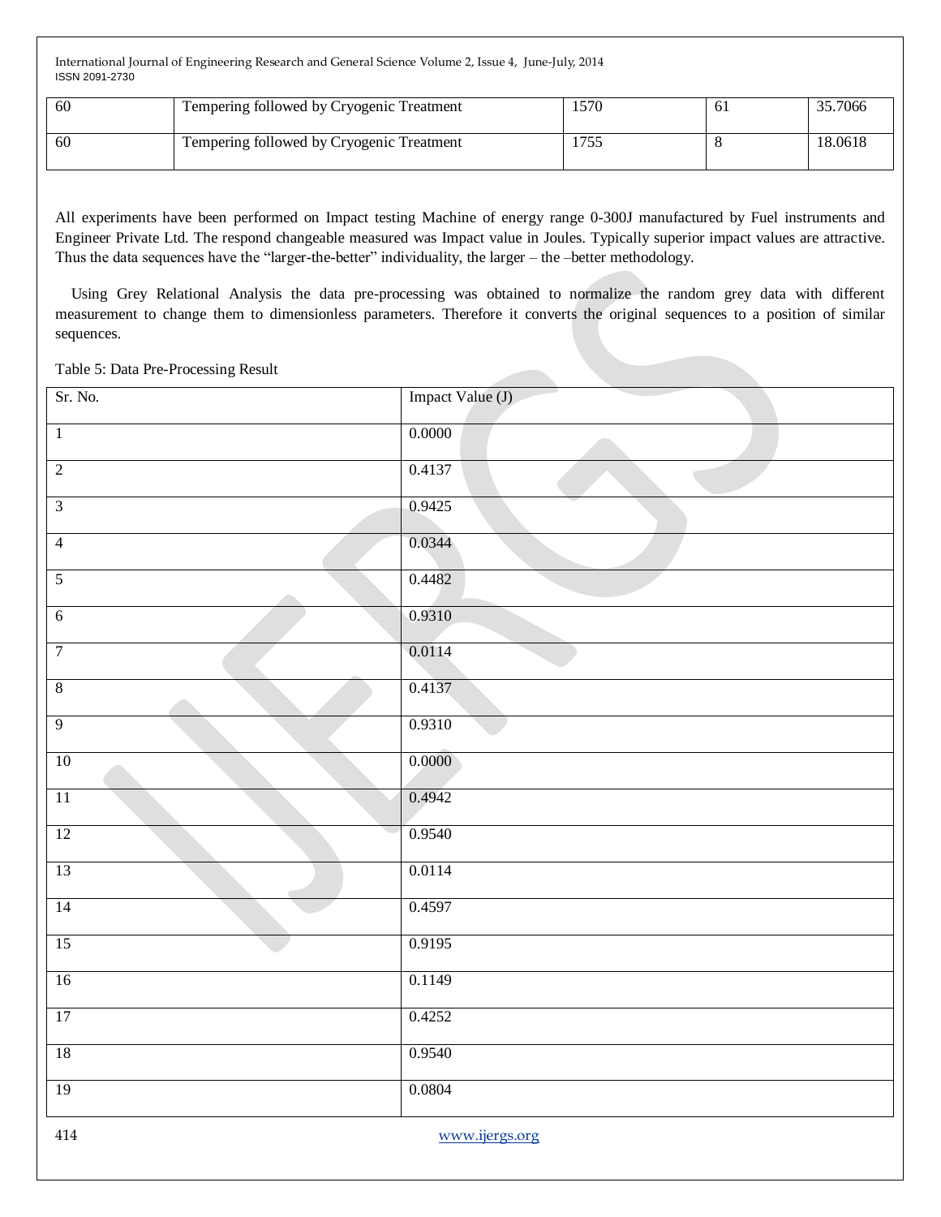| 60 | Tempering followed by Cryogenic Treatment | 1570 | 61 | 35.7066 |
|---|---|---|---|---|
| 60 | Tempering followed by Cryogenic Treatment | 1755 | 8 | 18.0618 |

All experiments have been performed on Impact testing Machine of energy range 0-300J manufactured by Fuel instruments and Engineer Private Ltd. The respond changeable measured was Impact value in Joules. Typically superior impact values are attractive. Thus the data sequences have the “larger-the-better” individuality, the larger – the –better methodology.

Using Grey Relational Analysis the data pre-processing was obtained to normalize the random grey data with different measurement to change them to dimensionless parameters. Therefore it converts the original sequences to a position of similar sequences.

Table 5: Data Pre-Processing Result

| Sr. No. | Impact Value (J) |
|---|---|
| 1 | 0.0000 |
| 2 | 0.4137 |
| 3 | 0.9425 |
| 4 | 0.0344 |
| 5 | 0.4482 |
| 6 | 0.9310 |
| 7 | 0.0114 |
| 8 | 0.4137 |
| 9 | 0.9310 |
| 10 | 0.0000 |
| 11 | 0.4942 |
| 12 | 0.9540 |
| 13 | 0.0114 |
| 14 | 0.4597 |
| 15 | 0.9195 |
| 16 | 0.1149 |
| 17 | 0.4252 |
| 18 | 0.9540 |
| 19 | 0.0804 |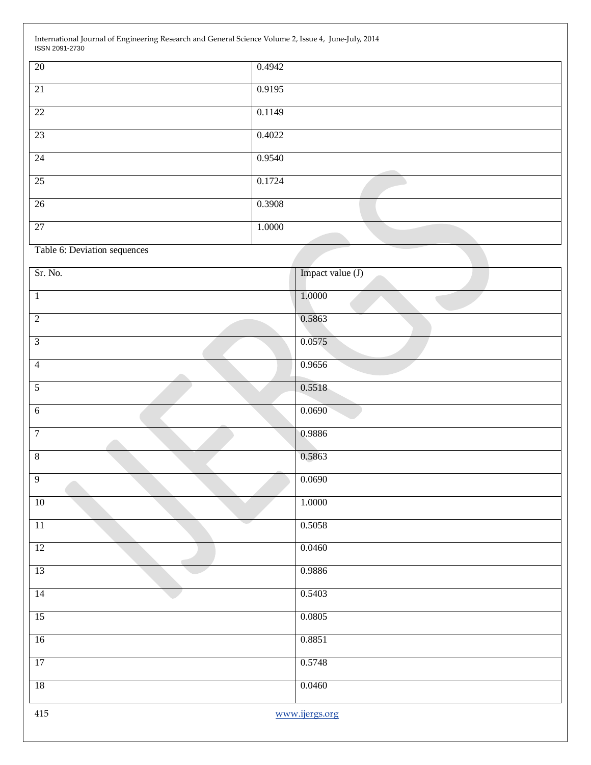| | |
|---|---|
| 20 | 0.4942 |
| 21 | 0.9195 |
| 22 | 0.1149 |
| 23 | 0.4022 |
| 24 | 0.9540 |
| 25 | 0.1724 |
| 26 | 0.3908 |
| 27 | 1.0000 |

Table 6: Deviation sequences

| Sr. No. | Impact value (J) |
|---|---|
| 1 | 1.0000 |
| 2 | 0.5863 |
| 3 | 0.0575 |
| 4 | 0.9656 |
| 5 | 0.5518 |
| 6 | 0.0690 |
| 7 | 0.9886 |
| 8 | 0.5863 |
| 9 | 0.0690 |
| 10 | 1.0000 |
| 11 | 0.5058 |
| 12 | 0.0460 |
| 13 | 0.9886 |
| 14 | 0.5403 |
| 15 | 0.0805 |
| 16 | 0.8851 |
| 17 | 0.5748 |
| 18 | 0.0460 |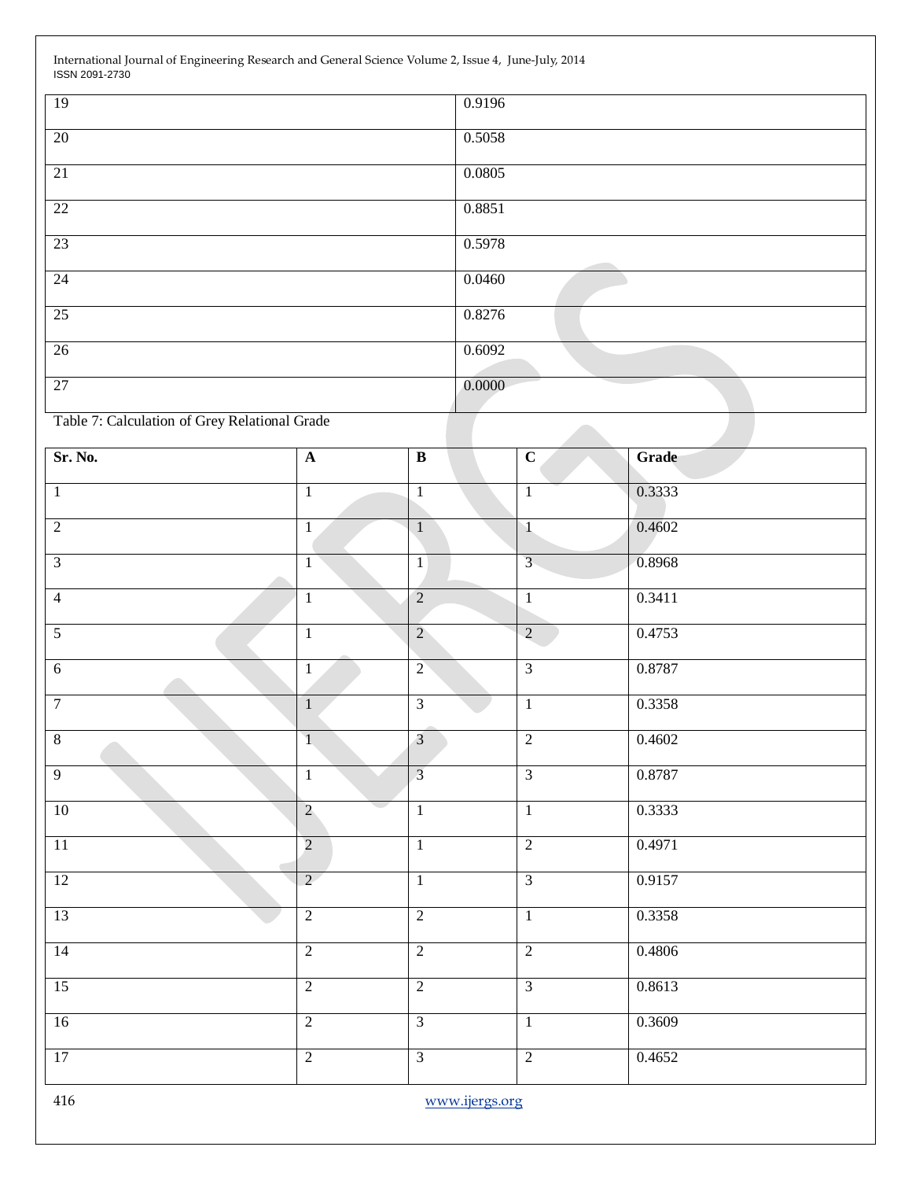| 19 | 0.9196 |
|---|---|
| 20 | 0.5058 |
| 21 | 0.0805 |
| 22 | 0.8851 |
| 23 | 0.5978 |
| 24 | 0.0460 |
| 25 | 0.8276 |
| 26 | 0.6092 |
| 27 | 0.0000 |

Table 7: Calculation of Grey Relational Grade

| Sr. No. | A | B | C | Grade |
|---|---|---|---|---|
| 1 | 1 | 1 | 1 | 0.3333 |
| 2 | 1 | 1 | 1 | 0.4602 |
| 3 | 1 | 1 | 3 | 0.8968 |
| 4 | 1 | 2 | 1 | 0.3411 |
| 5 | 1 | 2 | 2 | 0.4753 |
| 6 | 1 | 2 | 3 | 0.8787 |
| 7 | 1 | 3 | 1 | 0.3358 |
| 8 | 1 | 3 | 2 | 0.4602 |
| 9 | 1 | 3 | 3 | 0.8787 |
| 10 | 2 | 1 | 1 | 0.3333 |
| 11 | 2 | 1 | 2 | 0.4971 |
| 12 | 2 | 1 | 3 | 0.9157 |
| 13 | 2 | 2 | 1 | 0.3358 |
| 14 | 2 | 2 | 2 | 0.4806 |
| 15 | 2 | 2 | 3 | 0.8613 |
| 16 | 2 | 3 | 1 | 0.3609 |
| 17 | 2 | 3 | 2 | 0.4652 |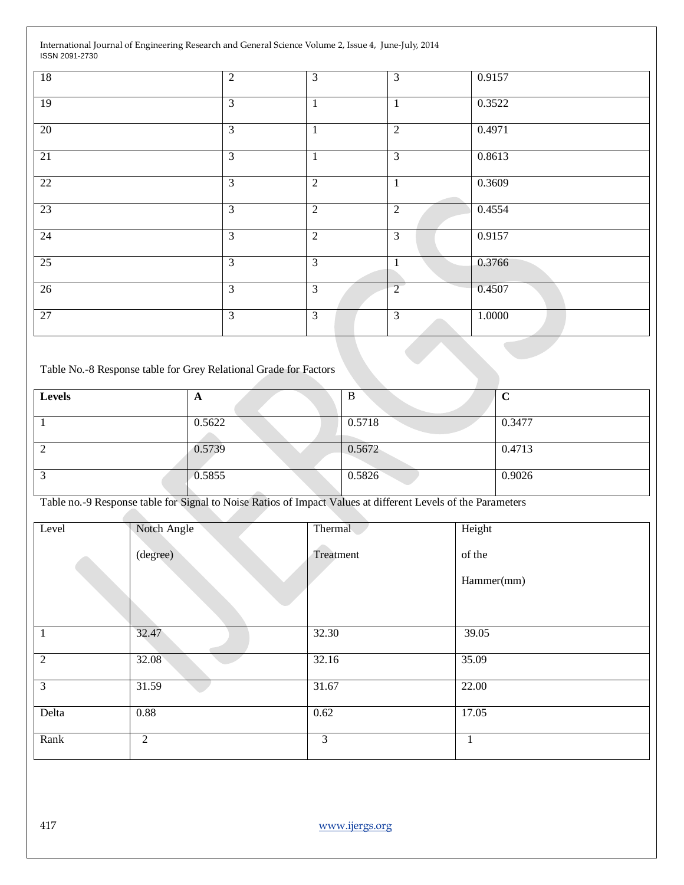| | | | | |
|---|---|---|---|---|
| 18 | 2 | 3 | 3 | 0.9157 |
| 19 | 3 | 1 | 1 | 0.3522 |
| 20 | 3 | 1 | 2 | 0.4971 |
| 21 | 3 | 1 | 3 | 0.8613 |
| 22 | 3 | 2 | 1 | 0.3609 |
| 23 | 3 | 2 | 2 | 0.4554 |
| 24 | 3 | 2 | 3 | 0.9157 |
| 25 | 3 | 3 | 1 | 0.3766 |
| 26 | 3 | 3 | 2 | 0.4507 |
| 27 | 3 | 3 | 3 | 1.0000 |

Table No.-8 Response table for Grey Relational Grade for Factors

| **Levels** | **A** | B | **C** |
|---|---|---|---|
| 1 | 0.5622 | 0.5718 | 0.3477 |
| 2 | 0.5739 | 0.5672 | 0.4713 |
| 3 | 0.5855 | 0.5826 | 0.9026 |

Table no.-9 Response table for Signal to Noise Ratios of Impact Values at different Levels of the Parameters

| Level | Notch Angle (degree) | Thermal Treatment | Height of the Hammer(mm) |
|---|---|---|---|
| 1 | 32.47 | 32.30 | 39.05 |
| 2 | 32.08 | 32.16 | 35.09 |
| 3 | 31.59 | 31.67 | 22.00 |
| Delta | 0.88 | 0.62 | 17.05 |
| Rank | 2 | 3 | 1 |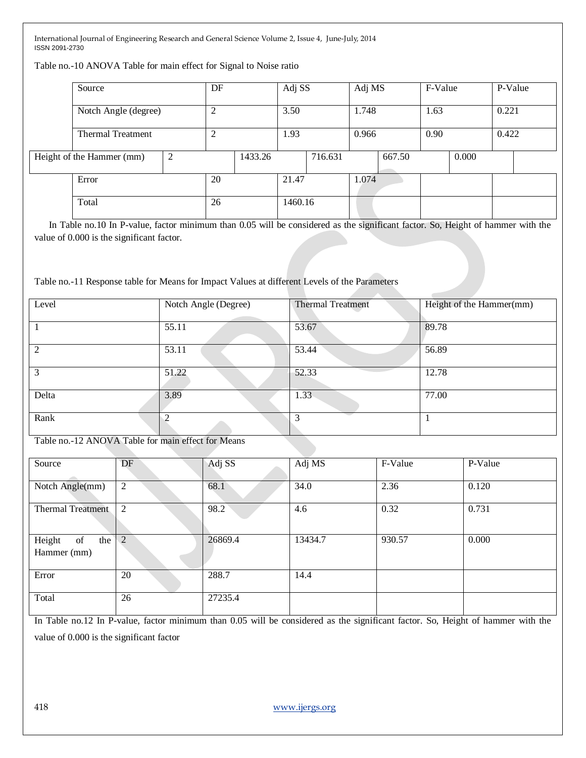Table no.-10 ANOVA Table for main effect for Signal to Noise ratio

| Source | DF | Adj SS | Adj MS | F-Value | P-Value |
|---|---|---|---|---|---|
| Notch Angle (degree) | 2 | 3.50 | 1.748 | 1.63 | 0.221 |
| Thermal Treatment | 2 | 1.93 | 0.966 | 0.90 | 0.422 |
| Height of the Hammer (mm) | 2 | 1433.26 | 716.631 | 667.50 | 0.000 |
| Error | 20 | 21.47 | 1.074 | | |
| Total | 26 | 1460.16 | | | |

In Table no.10 In P-value, factor minimum than 0.05 will be considered as the significant factor. So, Height of hammer with the value of 0.000 is the significant factor.

Table no.-11 Response table for Means for Impact Values at different Levels of the Parameters

| Level | Notch Angle (Degree) | Thermal Treatment | Height of the Hammer(mm) |
|---|---|---|---|
| 1 | 55.11 | 53.67 | 89.78 |
| 2 | 53.11 | 53.44 | 56.89 |
| 3 | 51.22 | 52.33 | 12.78 |
| Delta | 3.89 | 1.33 | 77.00 |
| Rank | 2 | 3 | 1 |

Table no.-12 ANOVA Table for main effect for Means

| Source | DF | Adj SS | Adj MS | F-Value | P-Value |
|---|---|---|---|---|---|
| Notch Angle(mm) | 2 | 68.1 | 34.0 | 2.36 | 0.120 |
| Thermal Treatment | 2 | 98.2 | 4.6 | 0.32 | 0.731 |
| Height of the Hammer (mm) | 2 | 26869.4 | 13434.7 | 930.57 | 0.000 |
| Error | 20 | 288.7 | 14.4 | | |
| Total | 26 | 27235.4 | | | |

In Table no.12 In P-value, factor minimum than 0.05 will be considered as the significant factor. So, Height of hammer with the value of 0.000 is the significant factor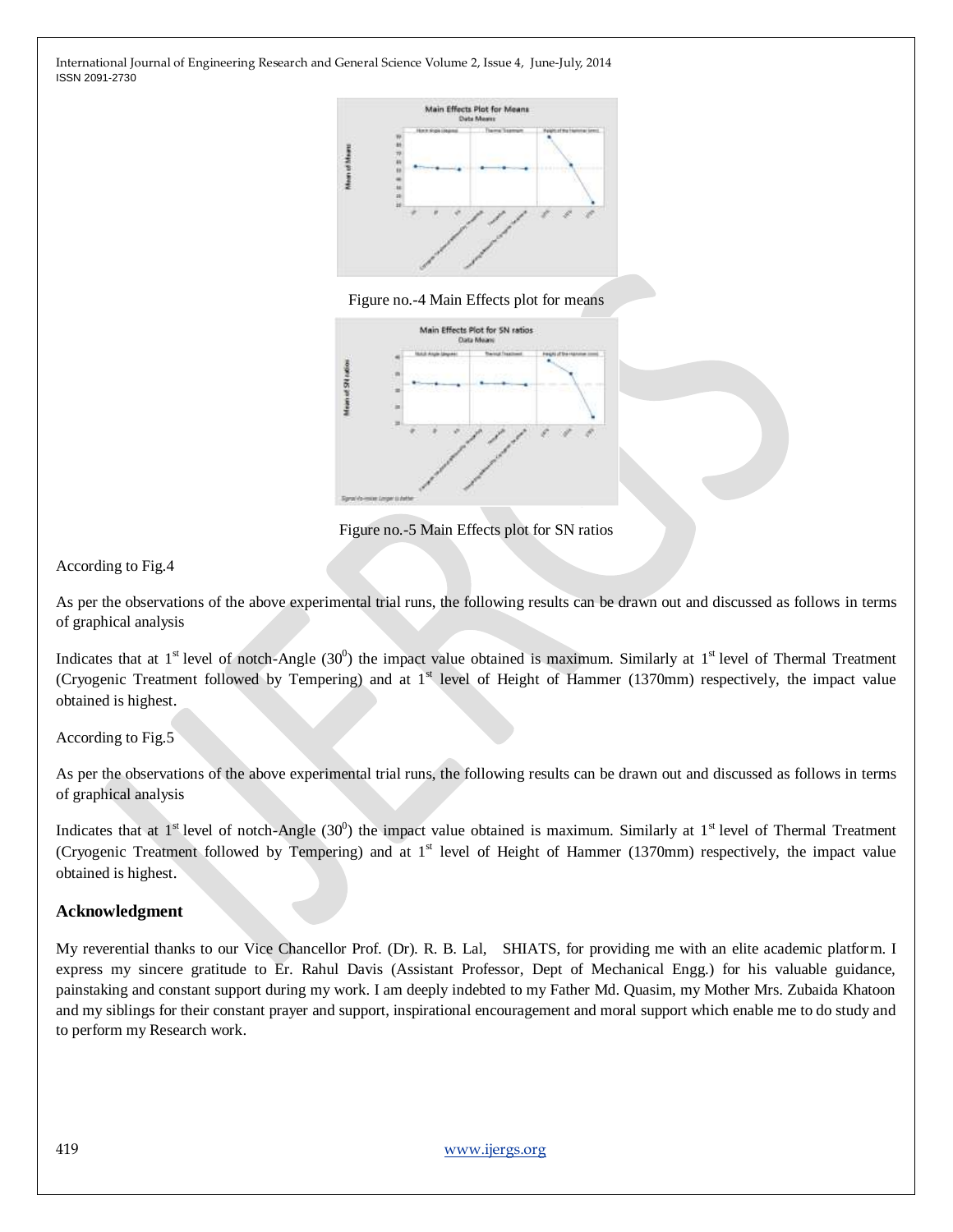Figure no.-4 Main Effects plot for means

Figure no.-5 Main Effects plot for SN ratios

According to Fig.4

As per the observations of the above experimental trial runs, the following results can be drawn out and discussed as follows in terms of graphical analysis

Indicates that at 1st level of notch-Angle ($30^0$) the impact value obtained is maximum. Similarly at 1st level of Thermal Treatment (Cryogenic Treatment followed by Tempering) and at 1st level of Height of Hammer (1370mm) respectively, the impact value obtained is highest.

According to Fig.5

As per the observations of the above experimental trial runs, the following results can be drawn out and discussed as follows in terms of graphical analysis

Indicates that at 1st level of notch-Angle ($30^0$) the impact value obtained is maximum. Similarly at 1st level of Thermal Treatment (Cryogenic Treatment followed by Tempering) and at 1st level of Height of Hammer (1370mm) respectively, the impact value obtained is highest.

## Acknowledgment

My reverential thanks to our Vice Chancellor Prof. (Dr). R. B. Lal, SHIATS, for providing me with an elite academic platform. I express my sincere gratitude to Er. Rahul Davis (Assistant Professor, Dept of Mechanical Engg.) for his valuable guidance, painstaking and constant support during my work. I am deeply indebted to my Father Md. Quasim, my Mother Mrs. Zubaida Khatoon and my siblings for their constant prayer and support, inspirational encouragement and moral support which enable me to do study and to perform my Research work.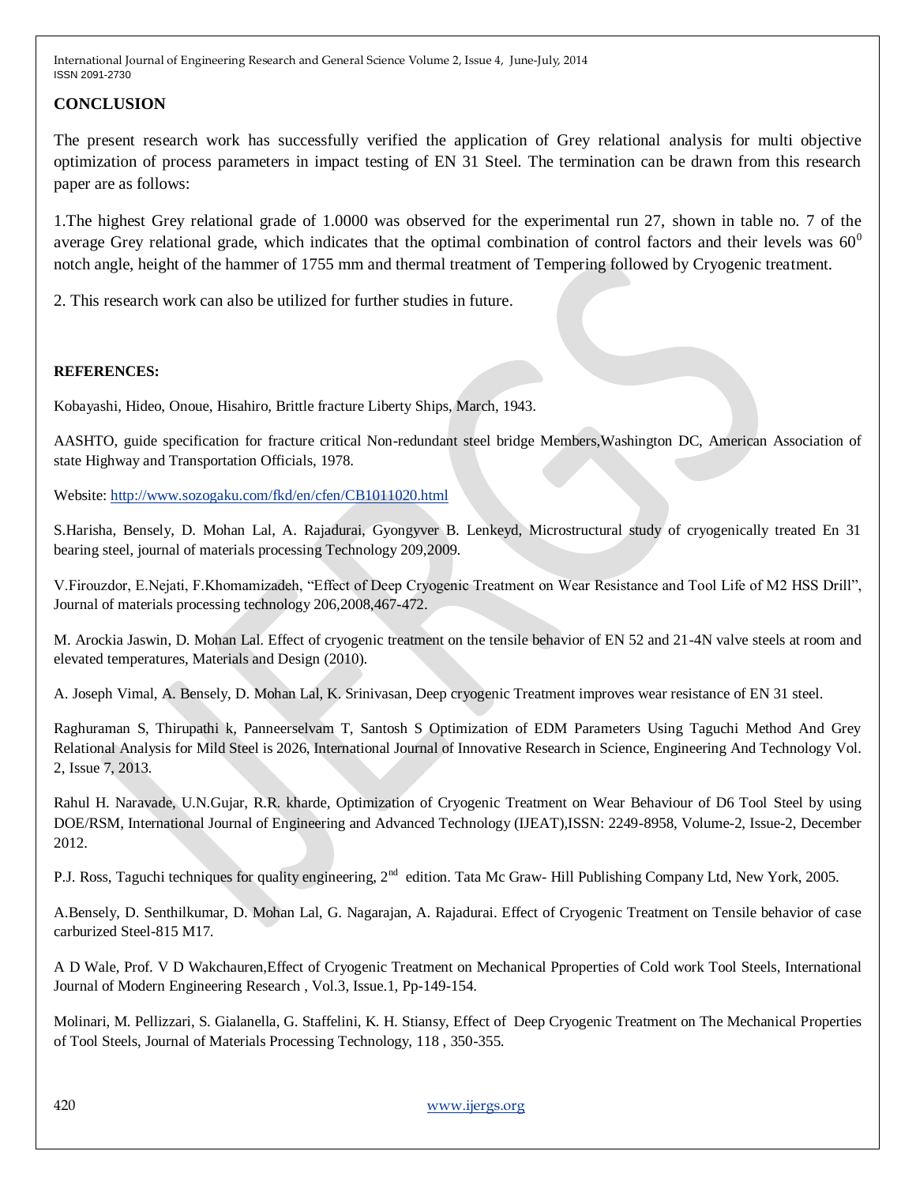## CONCLUSION

The present research work has successfully verified the application of Grey relational analysis for multi objective optimization of process parameters in impact testing of EN 31 Steel. The termination can be drawn from this research paper are as follows:

1.The highest Grey relational grade of 1.0000 was observed for the experimental run 27, shown in table no. 7 of the average Grey relational grade, which indicates that the optimal combination of control factors and their levels was $60^0$ notch angle, height of the hammer of 1755 mm and thermal treatment of Tempering followed by Cryogenic treatment.

2. This research work can also be utilized for further studies in future.

## REFERENCES:

Kobayashi, Hideo, Onoue, Hisahiro, Brittle fracture Liberty Ships, March, 1943.

AASHTO, guide specification for fracture critical Non-redundant steel bridge Members,Washington DC, American Association of state Highway and Transportation Officials, 1978.

Website: http://www.sozogaku.com/fkd/en/cfen/CB1011020.html

S.Harisha, Bensely, D. Mohan Lal, A. Rajadurai, Gyongyver B. Lenkeyd, Microstructural study of cryogenically treated En 31 bearing steel, journal of materials processing Technology 209,2009.

V.Firouzdor, E.Nejati, F.Khomamizadeh, "Effect of Deep Cryogenic Treatment on Wear Resistance and Tool Life of M2 HSS Drill", Journal of materials processing technology 206,2008,467-472.

M. Arockia Jaswin, D. Mohan Lal. Effect of cryogenic treatment on the tensile behavior of EN 52 and 21-4N valve steels at room and elevated temperatures, Materials and Design (2010).

A. Joseph Vimal, A. Bensely, D. Mohan Lal, K. Srinivasan, Deep cryogenic Treatment improves wear resistance of EN 31 steel.

Raghuraman S, Thirupathi k, Panneerselvam T, Santosh S Optimization of EDM Parameters Using Taguchi Method And Grey Relational Analysis for Mild Steel is 2026, International Journal of Innovative Research in Science, Engineering And Technology Vol. 2, Issue 7, 2013.

Rahul H. Naravade, U.N.Gujar, R.R. kharde, Optimization of Cryogenic Treatment on Wear Behaviour of D6 Tool Steel by using DOE/RSM, International Journal of Engineering and Advanced Technology (IJEAT),ISSN: 2249-8958, Volume-2, Issue-2, December 2012.

P.J. Ross, Taguchi techniques for quality engineering, 2nd edition. Tata Mc Graw- Hill Publishing Company Ltd, New York, 2005.

A.Bensely, D. Senthilkumar, D. Mohan Lal, G. Nagarajan, A. Rajadurai. Effect of Cryogenic Treatment on Tensile behavior of case carburized Steel-815 M17.

A D Wale, Prof. V D Wakchauren,Effect of Cryogenic Treatment on Mechanical Pproperties of Cold work Tool Steels, International Journal of Modern Engineering Research , Vol.3, Issue.1, Pp-149-154.

Molinari, M. Pellizzari, S. Gialanella, G. Staffelini, K. H. Stiansy, Effect of Deep Cryogenic Treatment on The Mechanical Properties of Tool Steels, Journal of Materials Processing Technology, 118 , 350-355.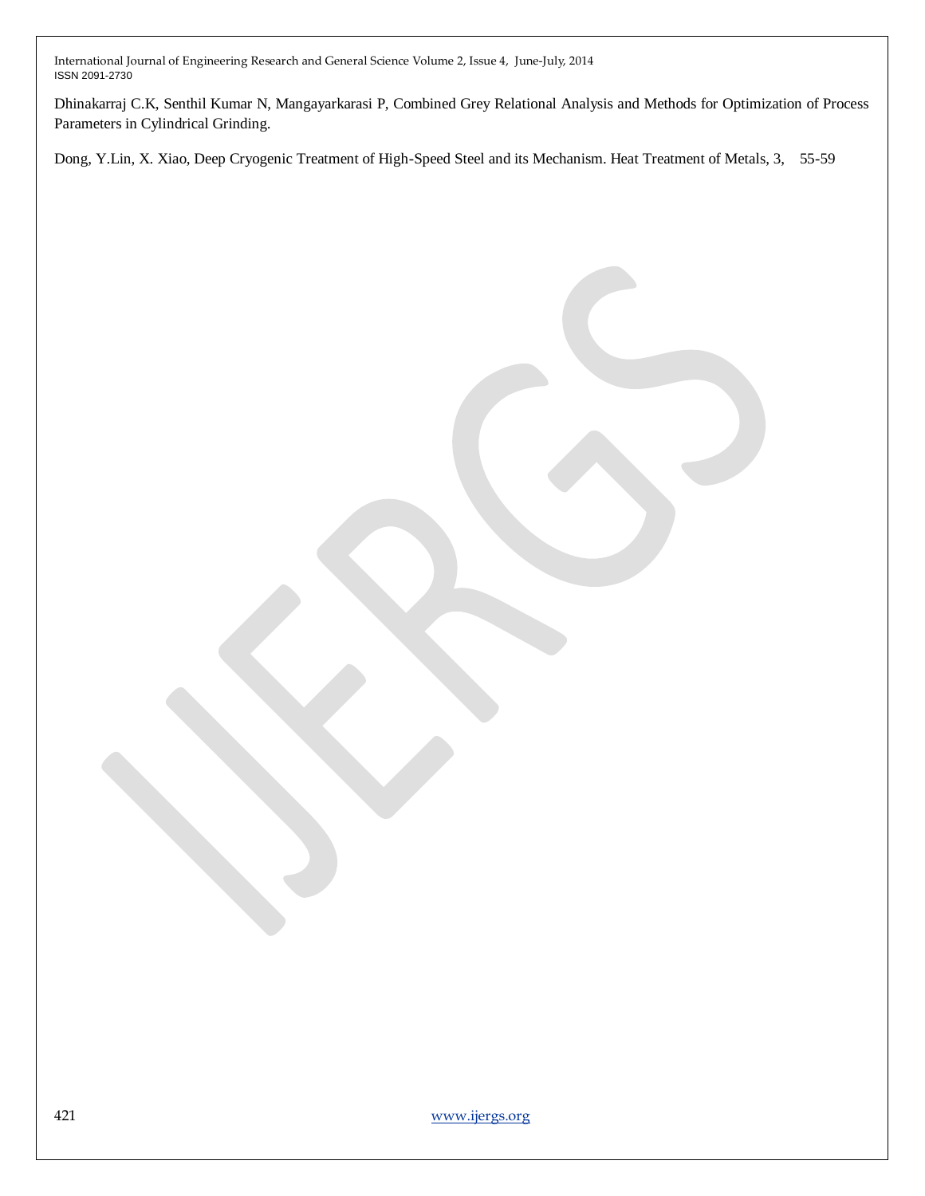Dhinakarraj C.K, Senthil Kumar N, Mangayarkarasi P, Combined Grey Relational Analysis and Methods for Optimization of Process Parameters in Cylindrical Grinding.

Dong, Y.Lin, X. Xiao, Deep Cryogenic Treatment of High-Speed Steel and its Mechanism. Heat Treatment of Metals, 3, 55-59